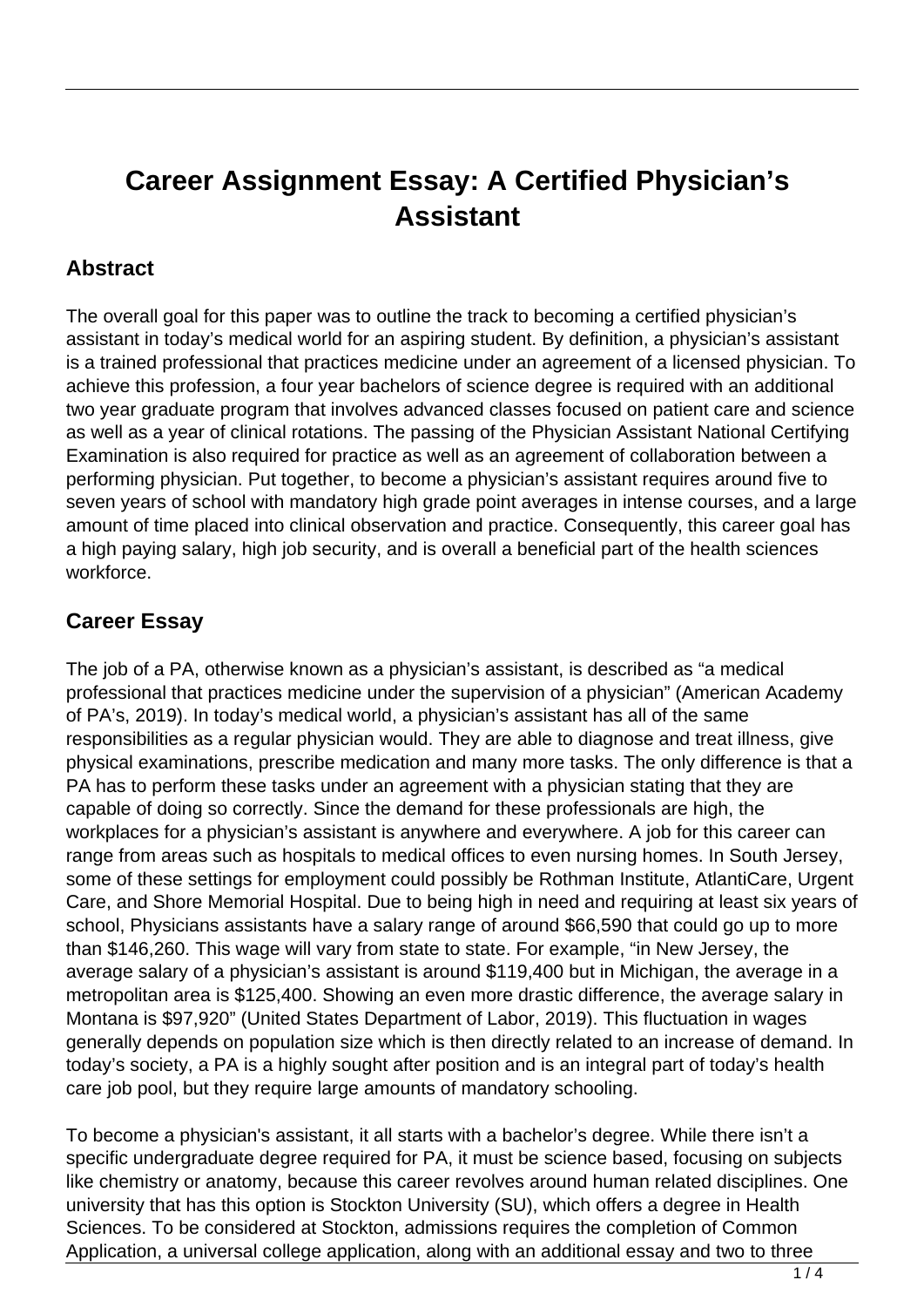# Career Assignment Essay: A Certified Physician's Assistant

## Abstract

The overall goal for this paper was to outline the track to becoming a certified physician's assistant in today's medical world for an aspiring student. By definition, a physician's assistant is a trained professional that practices medicine under an agreement of a licensed physician. To achieve this profession, a four year bachelors of science degree is required with an additional two year graduate program that involves advanced classes focused on patient care and science as well as a year of clinical rotations. The passing of the Physician Assistant National Certifying Examination is also required for practice as well as an agreement of collaboration between a performing physician. Put together, to become a physician's assistant requires around five to seven years of school with mandatory high grade point averages in intense courses, and a large amount of time placed into clinical observation and practice. Consequently, this career goal has a high paying salary, high job security, and is overall a beneficial part of the health sciences workforce.

## Career Essay

The job of a PA, otherwise known as a physician's assistant, is described as "a medical professional that practices medicine under the supervision of a physician" (American Academy of PA's, 2019). In today's medical world, a physician's assistant has all of the same responsibilities as a regular physician would. They are able to diagnose and treat illness, give physical examinations, prescribe medication and many more tasks. The only difference is that a PA has to perform these tasks under an agreement with a physician stating that they are capable of doing so correctly. Since the demand for these professionals are high, the workplaces for a physician's assistant is anywhere and everywhere. A job for this career can range from areas such as hospitals to medical offices to even nursing homes. In South Jersey, some of these settings for employment could possibly be Rothman Institute, AtlantiCare, Urgent Care, and Shore Memorial Hospital. Due to being high in need and requiring at least six years of school, Physicians assistants have a salary range of around $66,590 that could go up to more than $146,260. This wage will vary from state to state. For example, "in New Jersey, the average salary of a physician's assistant is around $119,400 but in Michigan, the average in a metropolitan area is $125,400. Showing an even more drastic difference, the average salary in Montana is $97,920" (United States Department of Labor, 2019). This fluctuation in wages generally depends on population size which is then directly related to an increase of demand. In today's society, a PA is a highly sought after position and is an integral part of today's health care job pool, but they require large amounts of mandatory schooling.

To become a physician's assistant, it all starts with a bachelor's degree. While there isn't a specific undergraduate degree required for PA, it must be science based, focusing on subjects like chemistry or anatomy, because this career revolves around human related disciplines. One university that has this option is Stockton University (SU), which offers a degree in Health Sciences. To be considered at Stockton, admissions requires the completion of Common Application, a universal college application, along with an additional essay and two to three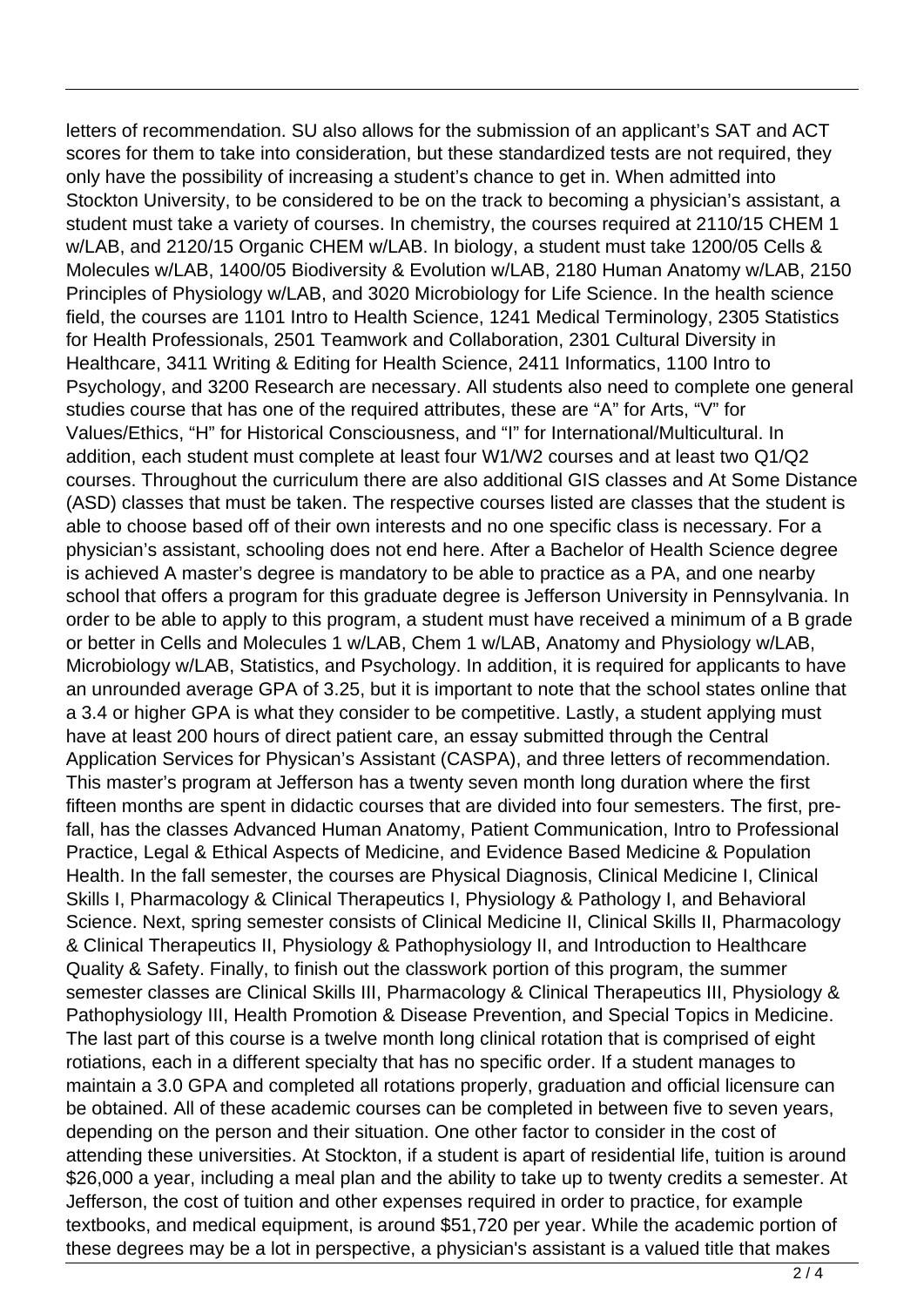letters of recommendation. SU also allows for the submission of an applicant's SAT and ACT scores for them to take into consideration, but these standardized tests are not required, they only have the possibility of increasing a student's chance to get in. When admitted into Stockton University, to be considered to be on the track to becoming a physician's assistant, a student must take a variety of courses. In chemistry, the courses required at 2110/15 CHEM 1 w/LAB, and 2120/15 Organic CHEM w/LAB. In biology, a student must take 1200/05 Cells & Molecules w/LAB, 1400/05 Biodiversity & Evolution w/LAB, 2180 Human Anatomy w/LAB, 2150 Principles of Physiology w/LAB, and 3020 Microbiology for Life Science. In the health science field, the courses are 1101 Intro to Health Science, 1241 Medical Terminology, 2305 Statistics for Health Professionals, 2501 Teamwork and Collaboration, 2301 Cultural Diversity in Healthcare, 3411 Writing & Editing for Health Science, 2411 Informatics, 1100 Intro to Psychology, and 3200 Research are necessary. All students also need to complete one general studies course that has one of the required attributes, these are "A" for Arts, "V" for Values/Ethics, "H" for Historical Consciousness, and "I" for International/Multicultural. In addition, each student must complete at least four W1/W2 courses and at least two Q1/Q2 courses. Throughout the curriculum there are also additional GIS classes and At Some Distance (ASD) classes that must be taken. The respective courses listed are classes that the student is able to choose based off of their own interests and no one specific class is necessary. For a physician's assistant, schooling does not end here. After a Bachelor of Health Science degree is achieved A master's degree is mandatory to be able to practice as a PA, and one nearby school that offers a program for this graduate degree is Jefferson University in Pennsylvania. In order to be able to apply to this program, a student must have received a minimum of a B grade or better in Cells and Molecules 1 w/LAB, Chem 1 w/LAB, Anatomy and Physiology w/LAB, Microbiology w/LAB, Statistics, and Psychology. In addition, it is required for applicants to have an unrounded average GPA of 3.25, but it is important to note that the school states online that a 3.4 or higher GPA is what they consider to be competitive. Lastly, a student applying must have at least 200 hours of direct patient care, an essay submitted through the Central Application Services for Physican's Assistant (CASPA), and three letters of recommendation. This master's program at Jefferson has a twenty seven month long duration where the first fifteen months are spent in didactic courses that are divided into four semesters. The first, pre-fall, has the classes Advanced Human Anatomy, Patient Communication, Intro to Professional Practice, Legal & Ethical Aspects of Medicine, and Evidence Based Medicine & Population Health. In the fall semester, the courses are Physical Diagnosis, Clinical Medicine I, Clinical Skills I, Pharmacology & Clinical Therapeutics I, Physiology & Pathology I, and Behavioral Science. Next, spring semester consists of Clinical Medicine II, Clinical Skills II, Pharmacology & Clinical Therapeutics II, Physiology & Pathophysiology II, and Introduction to Healthcare Quality & Safety. Finally, to finish out the classwork portion of this program, the summer semester classes are Clinical Skills III, Pharmacology & Clinical Therapeutics III, Physiology & Pathophysiology III, Health Promotion & Disease Prevention, and Special Topics in Medicine. The last part of this course is a twelve month long clinical rotation that is comprised of eight rotiations, each in a different specialty that has no specific order. If a student manages to maintain a 3.0 GPA and completed all rotations properly, graduation and official licensure can be obtained. All of these academic courses can be completed in between five to seven years, depending on the person and their situation. One other factor to consider in the cost of attending these universities. At Stockton, if a student is apart of residential life, tuition is around $26,000 a year, including a meal plan and the ability to take up to twenty credits a semester. At Jefferson, the cost of tuition and other expenses required in order to practice, for example textbooks, and medical equipment, is around $51,720 per year. While the academic portion of these degrees may be a lot in perspective, a physician's assistant is a valued title that makes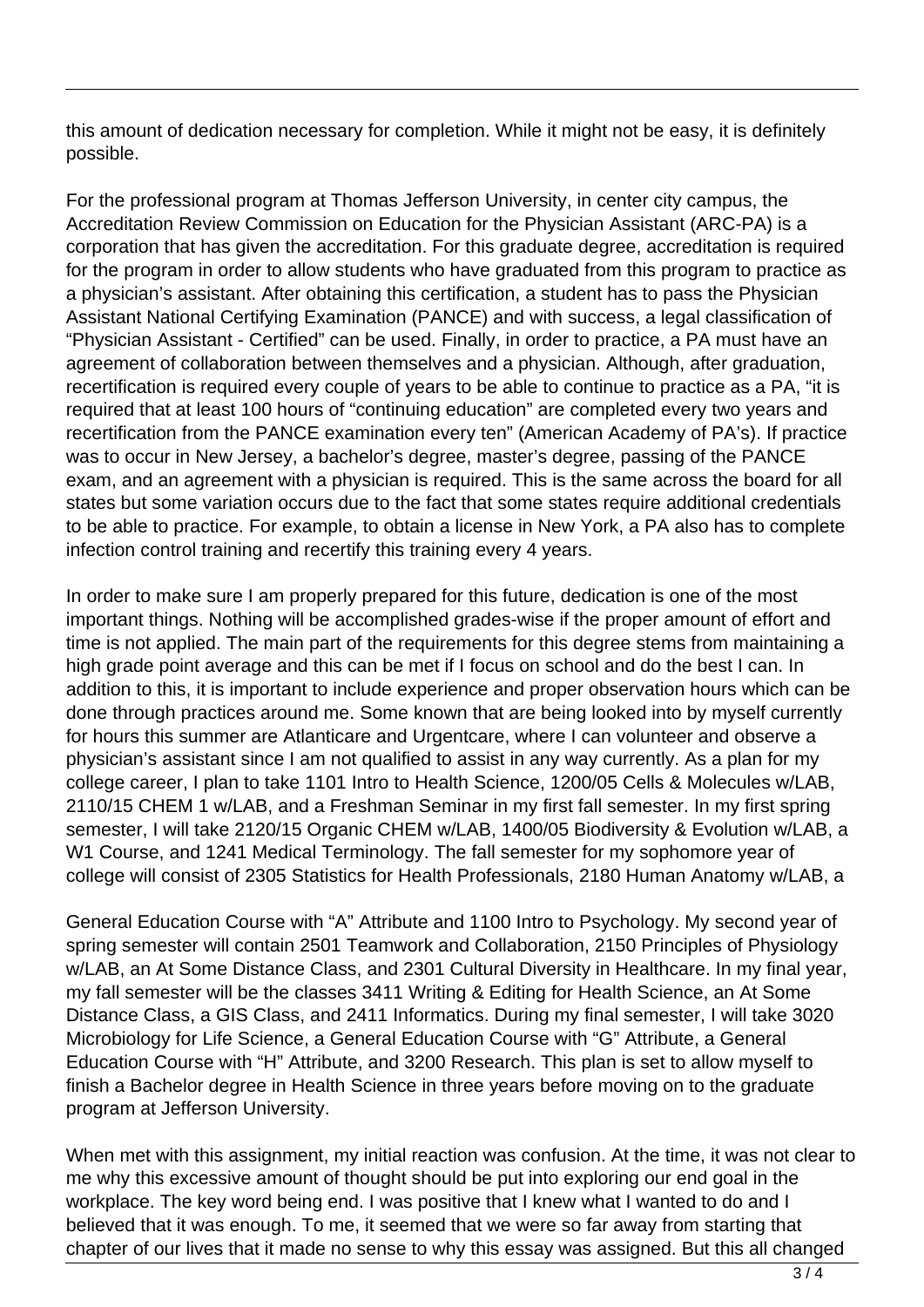this amount of dedication necessary for completion. While it might not be easy, it is definitely possible.

For the professional program at Thomas Jefferson University, in center city campus, the Accreditation Review Commission on Education for the Physician Assistant (ARC-PA) is a corporation that has given the accreditation. For this graduate degree, accreditation is required for the program in order to allow students who have graduated from this program to practice as a physician's assistant. After obtaining this certification, a student has to pass the Physician Assistant National Certifying Examination (PANCE) and with success, a legal classification of "Physician Assistant - Certified" can be used. Finally, in order to practice, a PA must have an agreement of collaboration between themselves and a physician. Although, after graduation, recertification is required every couple of years to be able to continue to practice as a PA, "it is required that at least 100 hours of "continuing education" are completed every two years and recertification from the PANCE examination every ten" (American Academy of PA's). If practice was to occur in New Jersey, a bachelor's degree, master's degree, passing of the PANCE exam, and an agreement with a physician is required. This is the same across the board for all states but some variation occurs due to the fact that some states require additional credentials to be able to practice. For example, to obtain a license in New York, a PA also has to complete infection control training and recertify this training every 4 years.

In order to make sure I am properly prepared for this future, dedication is one of the most important things. Nothing will be accomplished grades-wise if the proper amount of effort and time is not applied. The main part of the requirements for this degree stems from maintaining a high grade point average and this can be met if I focus on school and do the best I can. In addition to this, it is important to include experience and proper observation hours which can be done through practices around me. Some known that are being looked into by myself currently for hours this summer are Atlanticare and Urgentcare, where I can volunteer and observe a physician's assistant since I am not qualified to assist in any way currently. As a plan for my college career, I plan to take 1101 Intro to Health Science, 1200/05 Cells & Molecules w/LAB, 2110/15 CHEM 1 w/LAB, and a Freshman Seminar in my first fall semester. In my first spring semester, I will take 2120/15 Organic CHEM w/LAB, 1400/05 Biodiversity & Evolution w/LAB, a W1 Course, and 1241 Medical Terminology. The fall semester for my sophomore year of college will consist of 2305 Statistics for Health Professionals, 2180 Human Anatomy w/LAB, a General Education Course with "A" Attribute and 1100 Intro to Psychology. My second year of spring semester will contain 2501 Teamwork and Collaboration, 2150 Principles of Physiology w/LAB, an At Some Distance Class, and 2301 Cultural Diversity in Healthcare. In my final year, my fall semester will be the classes 3411 Writing & Editing for Health Science, an At Some Distance Class, a GIS Class, and 2411 Informatics. During my final semester, I will take 3020 Microbiology for Life Science, a General Education Course with "G" Attribute, a General Education Course with "H" Attribute, and 3200 Research. This plan is set to allow myself to finish a Bachelor degree in Health Science in three years before moving on to the graduate program at Jefferson University.

When met with this assignment, my initial reaction was confusion. At the time, it was not clear to me why this excessive amount of thought should be put into exploring our end goal in the workplace. The key word being end. I was positive that I knew what I wanted to do and I believed that it was enough. To me, it seemed that we were so far away from starting that chapter of our lives that it made no sense to why this essay was assigned. But this all changed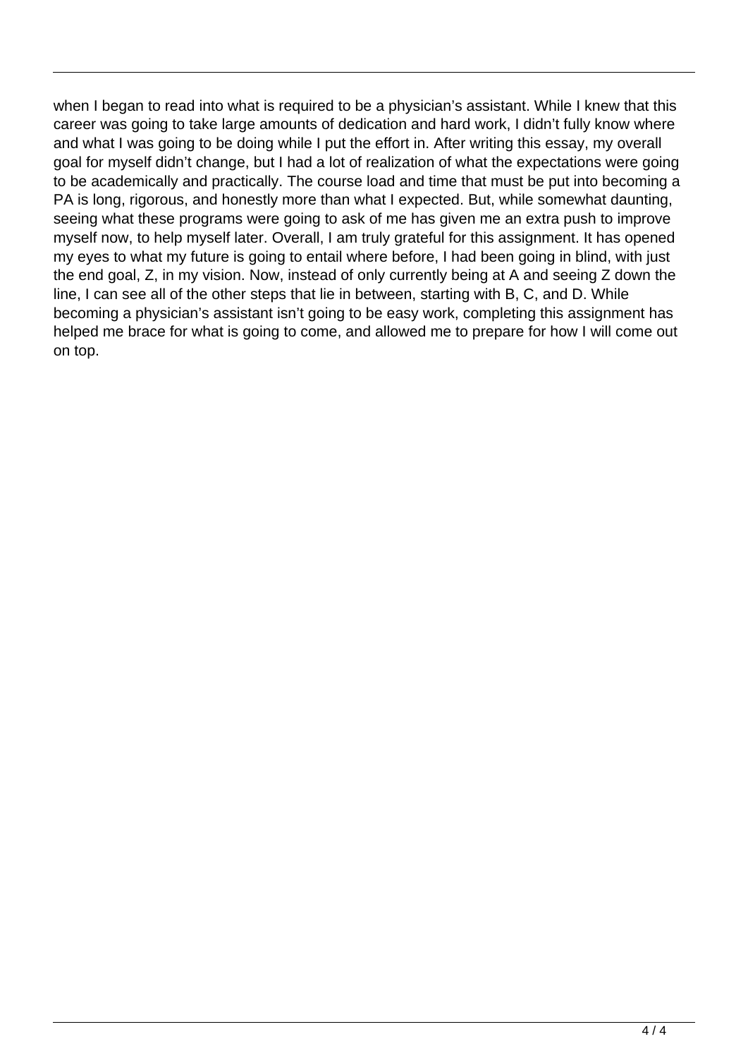when I began to read into what is required to be a physician's assistant. While I knew that this career was going to take large amounts of dedication and hard work, I didn't fully know where and what I was going to be doing while I put the effort in. After writing this essay, my overall goal for myself didn't change, but I had a lot of realization of what the expectations were going to be academically and practically. The course load and time that must be put into becoming a PA is long, rigorous, and honestly more than what I expected. But, while somewhat daunting, seeing what these programs were going to ask of me has given me an extra push to improve myself now, to help myself later. Overall, I am truly grateful for this assignment. It has opened my eyes to what my future is going to entail where before, I had been going in blind, with just the end goal, Z, in my vision. Now, instead of only currently being at A and seeing Z down the line, I can see all of the other steps that lie in between, starting with B, C, and D. While becoming a physician's assistant isn't going to be easy work, completing this assignment has helped me brace for what is going to come, and allowed me to prepare for how I will come out on top.